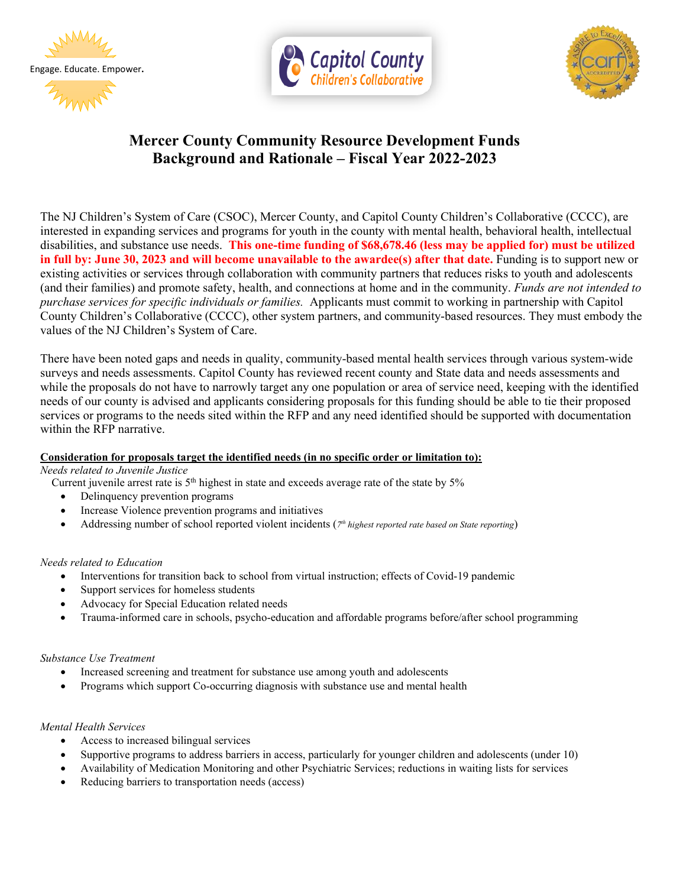Engage. Educate. Empower.

Capitol County Children's Collaborative

# Mercer County Community Resource Development Funds
## Background and Rationale – Fiscal Year 2022-2023

The NJ Children's System of Care (CSOC), Mercer County, and Capitol County Children's Collaborative (CCCC), are interested in expanding services and programs for youth in the county with mental health, behavioral health, intellectual disabilities, and substance use needs. **This one-time funding of $68,678.46 (less may be applied for) must be utilized in full by: June 30, 2023 and will become unavailable to the awardee(s) after that date.** Funding is to support new or existing activities or services through collaboration with community partners that reduces risks to youth and adolescents (and their families) and promote safety, health, and connections at home and in the community. *Funds are not intended to purchase services for specific individuals or families.* Applicants must commit to working in partnership with Capitol County Children's Collaborative (CCCC), other system partners, and community-based resources. They must embody the values of the NJ Children's System of Care.

There have been noted gaps and needs in quality, community-based mental health services through various system-wide surveys and needs assessments. Capitol County has reviewed recent county and State data and needs assessments and while the proposals do not have to narrowly target any one population or area of service need, keeping with the identified needs of our county is advised and applicants considering proposals for this funding should be able to tie their proposed services or programs to the needs sited within the RFP and any need identified should be supported with documentation within the RFP narrative.

**Consideration for proposals target the identified needs (in no specific order or limitation to):**

*Needs related to Juvenile Justice*

Current juvenile arrest rate is 5th highest in state and exceeds average rate of the state by 5%

- Delinquency prevention programs
- Increase Violence prevention programs and initiatives
- Addressing number of school reported violent incidents (*7th highest reported rate based on State reporting*)

*Needs related to Education*

- Interventions for transition back to school from virtual instruction; effects of Covid-19 pandemic
- Support services for homeless students
- Advocacy for Special Education related needs
- Trauma-informed care in schools, psycho-education and affordable programs before/after school programming

*Substance Use Treatment*

- Increased screening and treatment for substance use among youth and adolescents
- Programs which support Co-occurring diagnosis with substance use and mental health

*Mental Health Services*

- Access to increased bilingual services
- Supportive programs to address barriers in access, particularly for younger children and adolescents (under 10)
- Availability of Medication Monitoring and other Psychiatric Services; reductions in waiting lists for services
- Reducing barriers to transportation needs (access)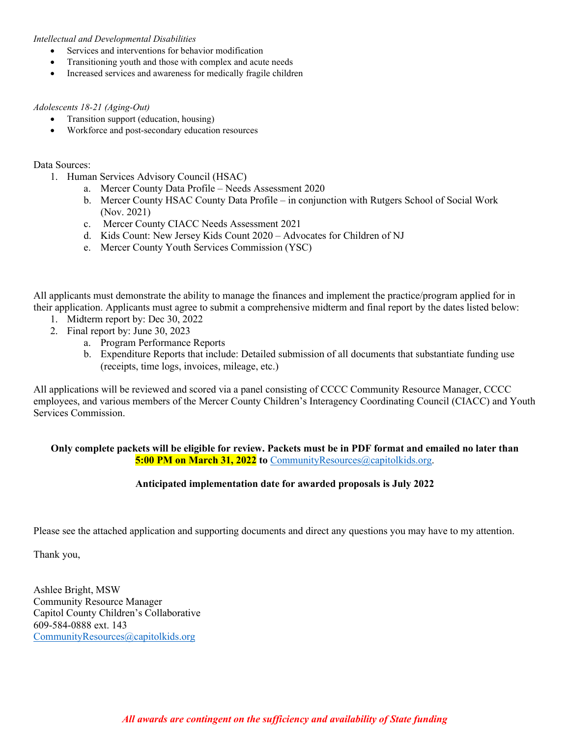*Intellectual and Developmental Disabilities*

- Services and interventions for behavior modification
- Transitioning youth and those with complex and acute needs
- Increased services and awareness for medically fragile children

*Adolescents 18-21 (Aging-Out)*

- Transition support (education, housing)
- Workforce and post-secondary education resources

Data Sources:

1. Human Services Advisory Council (HSAC)
    a. Mercer County Data Profile – Needs Assessment 2020
    b. Mercer County HSAC County Data Profile – in conjunction with Rutgers School of Social Work (Nov. 2021)
    c. Mercer County CIACC Needs Assessment 2021
    d. Kids Count: New Jersey Kids Count 2020 – Advocates for Children of NJ
    e. Mercer County Youth Services Commission (YSC)

All applicants must demonstrate the ability to manage the finances and implement the practice/program applied for in their application. Applicants must agree to submit a comprehensive midterm and final report by the dates listed below:

1. Midterm report by: Dec 30, 2022
2. Final report by: June 30, 2023
    a. Program Performance Reports
    b. Expenditure Reports that include: Detailed submission of all documents that substantiate funding use (receipts, time logs, invoices, mileage, etc.)

All applications will be reviewed and scored via a panel consisting of CCCC Community Resource Manager, CCCC employees, and various members of the Mercer County Children's Interagency Coordinating Council (CIACC) and Youth Services Commission.

**Only complete packets will be eligible for review. Packets must be in PDF format and emailed no later than 5:00 PM on March 31, 2022 to** CommunityResources@capitolkids.org.

**Anticipated implementation date for awarded proposals is July 2022**

Please see the attached application and supporting documents and direct any questions you may have to my attention.

Thank you,

Ashlee Bright, MSW
Community Resource Manager
Capitol County Children's Collaborative
609-584-0888 ext. 143
CommunityResources@capitolkids.org

***All awards are contingent on the sufficiency and availability of State funding***